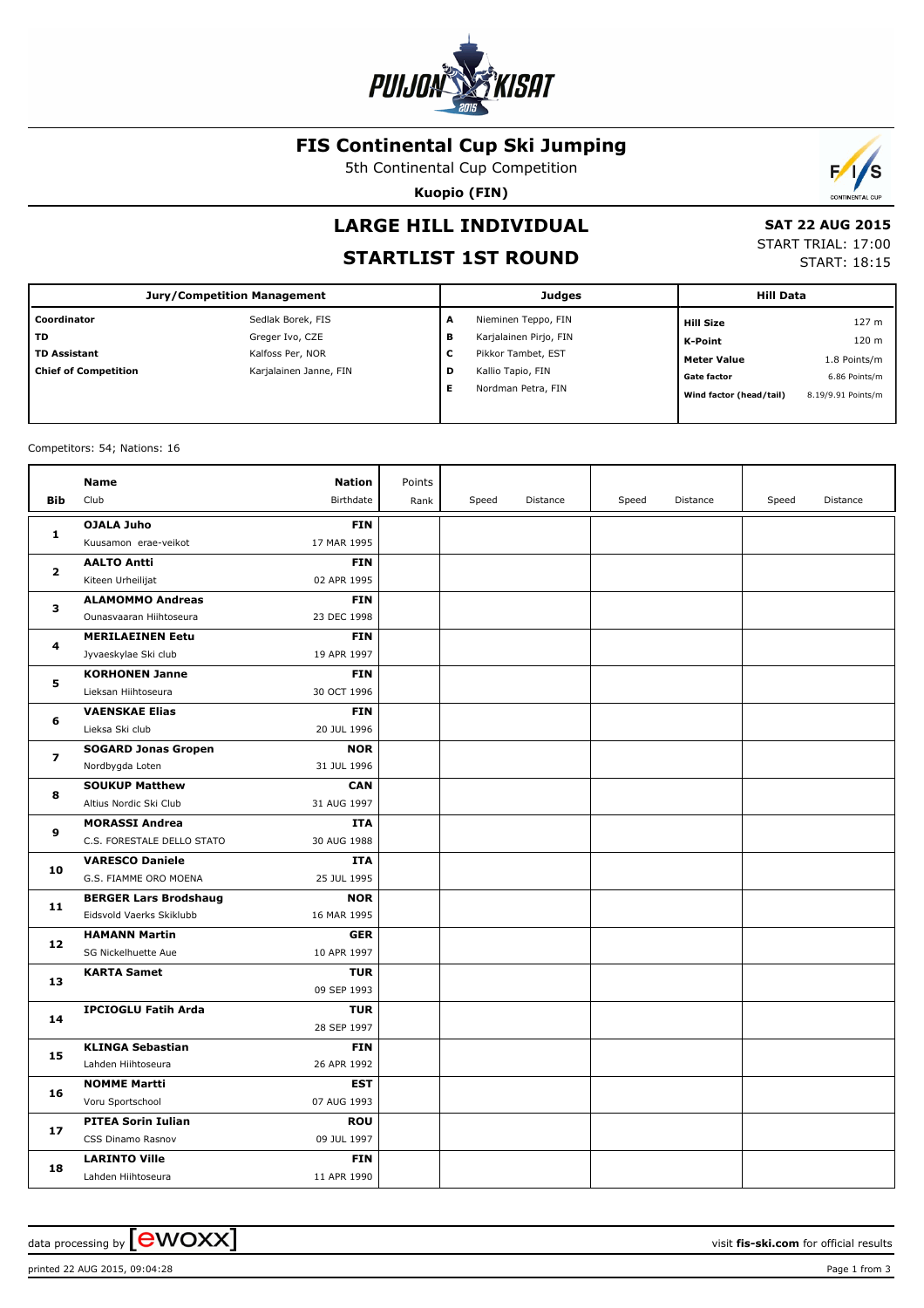# FIS Continental Cup Ski Jumping

5th Continental Cup Competition

**Kuopio (FIN)**

## LARGE HILL INDIVIDUAL

## STARTLIST 1ST ROUND

**SAT 22 AUG 2015**

START TRIAL: 17:00

START: 18:15

| Jury/Competition Management | | Judges | | Hill Data | |
|---|---|---|---|---|---|
| Coordinator | Sedlak Borek, FIS | A | Nieminen Teppo, FIN | Hill Size | 127 m |
| TD | Greger Ivo, CZE | B | Karjalainen Pirjo, FIN | K-Point | 120 m |
| TD Assistant | Kalfoss Per, NOR | C | Pikkor Tambet, EST | Meter Value | 1.8 Points/m |
| Chief of Competition | Karjalainen Janne, FIN | D | Kallio Tapio, FIN | Gate factor | 6.86 Points/m |
| | | E | Nordman Petra, FIN | Wind factor (head/tail) | 8.19/9.91 Points/m |

Competitors: 54; Nations: 16

| Bib | Name / Club | Nation / Birthdate | Points / Rank | Speed | Distance | Speed | Distance | Speed | Distance |
|---|---|---|---|---|---|---|---|---|---|
| 1 | **OJALA Juho**<br>Kuusamon erae-veikot | **FIN**<br>17 MAR 1995 | | | | | | | |
| 2 | **AALTO Antti**<br>Kiteen Urheilijat | **FIN**<br>02 APR 1995 | | | | | | | |
| 3 | **ALAMOMMO Andreas**<br>Ounasvaaran Hiihtoseura | **FIN**<br>23 DEC 1998 | | | | | | | |
| 4 | **MERILAEINEN Eetu**<br>Jyvaeskylae Ski club | **FIN**<br>19 APR 1997 | | | | | | | |
| 5 | **KORHONEN Janne**<br>Lieksan Hiihtoseura | **FIN**<br>30 OCT 1996 | | | | | | | |
| 6 | **VAENSKAE Elias**<br>Lieksa Ski club | **FIN**<br>20 JUL 1996 | | | | | | | |
| 7 | **SOGARD Jonas Gropen**<br>Nordbygda Loten | **NOR**<br>31 JUL 1996 | | | | | | | |
| 8 | **SOUKUP Matthew**<br>Altius Nordic Ski Club | **CAN**<br>31 AUG 1997 | | | | | | | |
| 9 | **MORASSI Andrea**<br>C.S. FORESTALE DELLO STATO | **ITA**<br>30 AUG 1988 | | | | | | | |
| 10 | **VARESCO Daniele**<br>G.S. FIAMME ORO MOENA | **ITA**<br>25 JUL 1995 | | | | | | | |
| 11 | **BERGER Lars Brodshaug**<br>Eidsvold Vaerks Skiklubb | **NOR**<br>16 MAR 1995 | | | | | | | |
| 12 | **HAMANN Martin**<br>SG Nickelhuette Aue | **GER**<br>10 APR 1997 | | | | | | | |
| 13 | **KARTA Samet** | **TUR**<br>09 SEP 1993 | | | | | | | |
| 14 | **IPCIOGLU Fatih Arda** | **TUR**<br>28 SEP 1997 | | | | | | | |
| 15 | **KLINGA Sebastian**<br>Lahden Hiihtoseura | **FIN**<br>26 APR 1992 | | | | | | | |
| 16 | **NOMME Martti**<br>Voru Sportschool | **EST**<br>07 AUG 1993 | | | | | | | |
| 17 | **PITEA Sorin Iulian**<br>CSS Dinamo Rasnov | **ROU**<br>09 JUL 1997 | | | | | | | |
| 18 | **LARINTO Ville**<br>Lahden Hiihtoseura | **FIN**<br>11 APR 1990 | | | | | | | |

data processing by ewoxx — visit fis-ski.com for official results

printed 22 AUG 2015, 09:04:28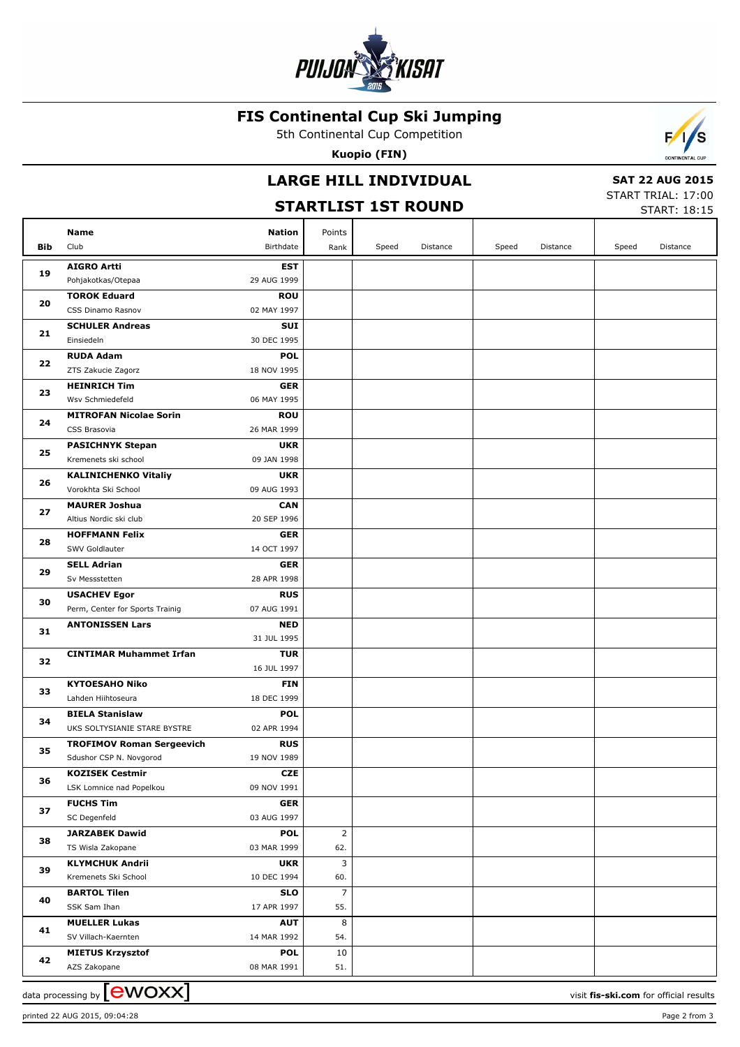# FIS Continental Cup Ski Jumping

5th Continental Cup Competition

**Kuopio (FIN)**

## LARGE HILL INDIVIDUAL

## STARTLIST 1ST ROUND

**SAT 22 AUG 2015**
START TRIAL: 17:00
START: 18:15

| Bib | Name / Club | Nation / Birthdate | Points / Rank | Speed | Distance | Speed | Distance | Speed | Distance |
|---|---|---|---|---|---|---|---|---|---|
| 19 | **AIGRO Artti**<br>Pohjakotkas/Otepaa | **EST**<br>29 AUG 1999 | | | | | | | |
| 20 | **TOROK Eduard**<br>CSS Dinamo Rasnov | **ROU**<br>02 MAY 1997 | | | | | | | |
| 21 | **SCHULER Andreas**<br>Einsiedeln | **SUI**<br>30 DEC 1995 | | | | | | | |
| 22 | **RUDA Adam**<br>ZTS Zakucie Zagorz | **POL**<br>18 NOV 1995 | | | | | | | |
| 23 | **HEINRICH Tim**<br>Wsv Schmiedefeld | **GER**<br>06 MAY 1995 | | | | | | | |
| 24 | **MITROFAN Nicolae Sorin**<br>CSS Brasovia | **ROU**<br>26 MAR 1999 | | | | | | | |
| 25 | **PASICHNYK Stepan**<br>Kremenets ski school | **UKR**<br>09 JAN 1998 | | | | | | | |
| 26 | **KALINICHENKO Vitaliy**<br>Vorokhta Ski School | **UKR**<br>09 AUG 1993 | | | | | | | |
| 27 | **MAURER Joshua**<br>Altius Nordic ski club | **CAN**<br>20 SEP 1996 | | | | | | | |
| 28 | **HOFFMANN Felix**<br>SWV Goldlauter | **GER**<br>14 OCT 1997 | | | | | | | |
| 29 | **SELL Adrian**<br>Sv Messstetten | **GER**<br>28 APR 1998 | | | | | | | |
| 30 | **USACHEV Egor**<br>Perm, Center for Sports Trainig | **RUS**<br>07 AUG 1991 | | | | | | | |
| 31 | **ANTONISSEN Lars** | **NED**<br>31 JUL 1995 | | | | | | | |
| 32 | **CINTIMAR Muhammet Irfan** | **TUR**<br>16 JUL 1997 | | | | | | | |
| 33 | **KYTOESAHO Niko**<br>Lahden Hiihtoseura | **FIN**<br>18 DEC 1999 | | | | | | | |
| 34 | **BIELA Stanislaw**<br>UKS SOLTYSIANIE STARE BYSTRE | **POL**<br>02 APR 1994 | | | | | | | |
| 35 | **TROFIMOV Roman Sergeevich**<br>Sdushor CSP N. Novgorod | **RUS**<br>19 NOV 1989 | | | | | | | |
| 36 | **KOZISEK Cestmir**<br>LSK Lomnice nad Popelkou | **CZE**<br>09 NOV 1991 | | | | | | | |
| 37 | **FUCHS Tim**<br>SC Degenfeld | **GER**<br>03 AUG 1997 | | | | | | | |
| 38 | **JARZABEK Dawid**<br>TS Wisla Zakopane | **POL**<br>03 MAR 1999 | 2<br>62. | | | | | | |
| 39 | **KLYMCHUK Andrii**<br>Kremenets Ski School | **UKR**<br>10 DEC 1994 | 3<br>60. | | | | | | |
| 40 | **BARTOL Tilen**<br>SSK Sam Ihan | **SLO**<br>17 APR 1997 | 7<br>55. | | | | | | |
| 41 | **MUELLER Lukas**<br>SV Villach-Kaernten | **AUT**<br>14 MAR 1992 | 8<br>54. | | | | | | |
| 42 | **MIETUS Krzysztof**<br>AZS Zakopane | **POL**<br>08 MAR 1991 | 10<br>51. | | | | | | |

data processing by ewoxx — visit **fis-ski.com** for official results

printed 22 AUG 2015, 09:04:28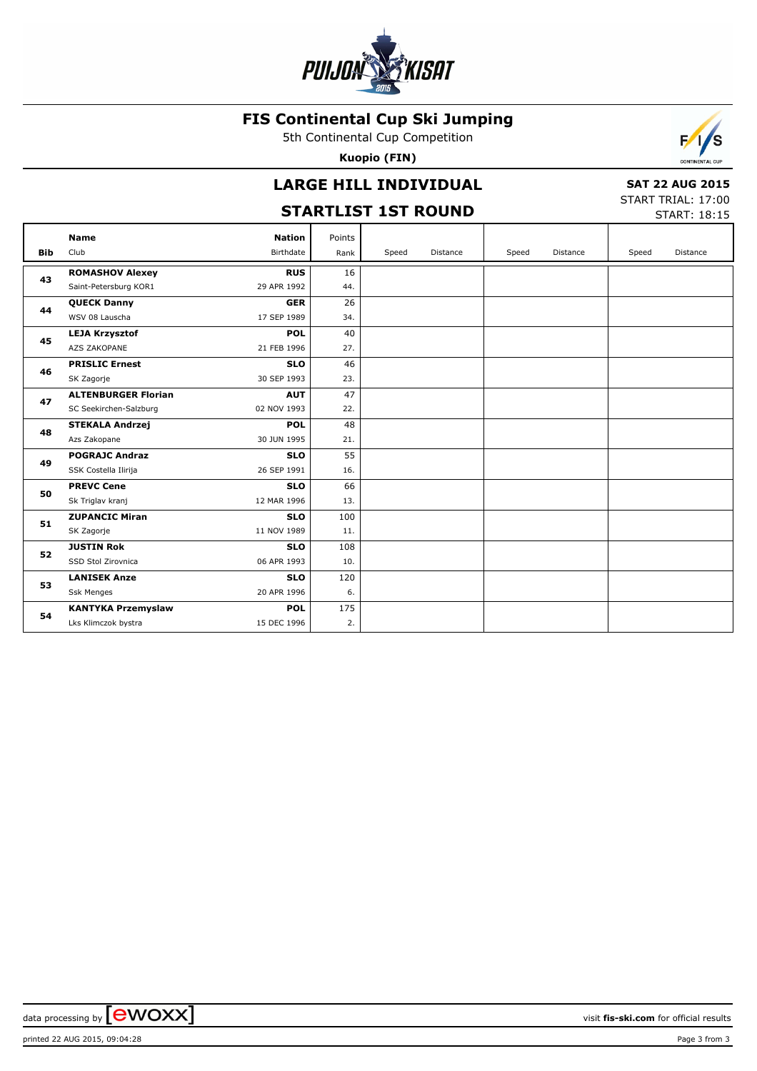# FIS Continental Cup Ski Jumping

5th Continental Cup Competition

**Kuopio (FIN)**

## LARGE HILL INDIVIDUAL

**SAT 22 AUG 2015**

START TRIAL: 17:00

## STARTLIST 1ST ROUND

START: 18:15

| Bib | Name / Club | Nation / Birthdate | Points / Rank | Speed | Distance | Speed | Distance | Speed | Distance |
|---|---|---|---|---|---|---|---|---|---|
| 43 | **ROMASHOV Alexey** Saint-Petersburg KOR1 | **RUS** 29 APR 1992 | 16 44. | | | | | | |
| 44 | **QUECK Danny** WSV 08 Lauscha | **GER** 17 SEP 1989 | 26 34. | | | | | | |
| 45 | **LEJA Krzysztof** AZS ZAKOPANE | **POL** 21 FEB 1996 | 40 27. | | | | | | |
| 46 | **PRISLIC Ernest** SK Zagorje | **SLO** 30 SEP 1993 | 46 23. | | | | | | |
| 47 | **ALTENBURGER Florian** SC Seekirchen-Salzburg | **AUT** 02 NOV 1993 | 47 22. | | | | | | |
| 48 | **STEKALA Andrzej** Azs Zakopane | **POL** 30 JUN 1995 | 48 21. | | | | | | |
| 49 | **POGRAJC Andraz** SSK Costella Ilirija | **SLO** 26 SEP 1991 | 55 16. | | | | | | |
| 50 | **PREVC Cene** Sk Triglav kranj | **SLO** 12 MAR 1996 | 66 13. | | | | | | |
| 51 | **ZUPANCIC Miran** SK Zagorje | **SLO** 11 NOV 1989 | 100 11. | | | | | | |
| 52 | **JUSTIN Rok** SSD Stol Zirovnica | **SLO** 06 APR 1993 | 108 10. | | | | | | |
| 53 | **LANISEK Anze** Ssk Menges | **SLO** 20 APR 1996 | 120 6. | | | | | | |
| 54 | **KANTYKA Przemyslaw** Lks Klimczok bystra | **POL** 15 DEC 1996 | 175 2. | | | | | | |

data processing by ewoxx — visit **fis-ski.com** for official results

printed 22 AUG 2015, 09:04:28